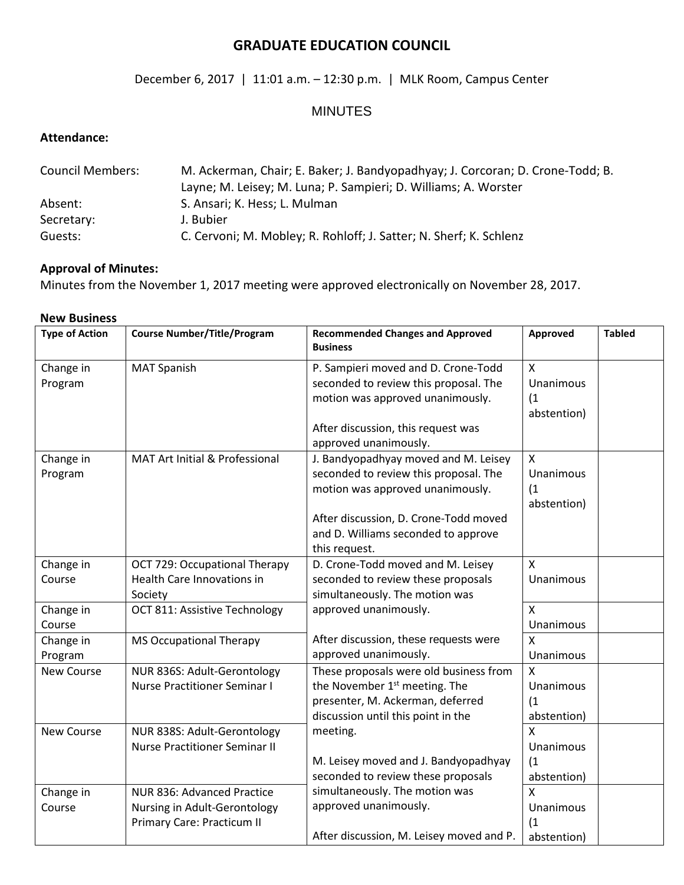# GRADUATE EDUCATION COUNCIL

December 6, 2017 | 11:01 a.m. – 12:30 p.m. | MLK Room, Campus Center

## MINUTES

### Attendance:

Council Members: M. Ackerman, Chair; E. Baker; J. Bandyopadhyay; J. Corcoran; D. Crone-Todd; B. Layne; M. Leisey; M. Luna; P. Sampieri; D. Williams; A. Worster
Absent: S. Ansari; K. Hess; L. Mulman
Secretary: J. Bubier
Guests: C. Cervoni; M. Mobley; R. Rohloff; J. Satter; N. Sherf; K. Schlenz

### Approval of Minutes:

Minutes from the November 1, 2017 meeting were approved electronically on November 28, 2017.

### New Business

| Type of Action | Course Number/Title/Program | Recommended Changes and Approved Business | Approved | Tabled |
|---|---|---|---|---|
| Change in Program | MAT Spanish | P. Sampieri moved and D. Crone-Todd seconded to review this proposal. The motion was approved unanimously.<br><br>After discussion, this request was approved unanimously. | X Unanimous (1 abstention) | |
| Change in Program | MAT Art Initial & Professional | J. Bandyopadhyay moved and M. Leisey seconded to review this proposal. The motion was approved unanimously.<br><br>After discussion, D. Crone-Todd moved and D. Williams seconded to approve this request. | X Unanimous (1 abstention) | |
| Change in Course | OCT 729: Occupational Therapy Health Care Innovations in Society | D. Crone-Todd moved and M. Leisey seconded to review these proposals simultaneously. The motion was approved unanimously.<br><br>After discussion, these requests were approved unanimously. | X Unanimous | |
| Change in Course | OCT 811: Assistive Technology | | X Unanimous | |
| Change in Program | MS Occupational Therapy | | X Unanimous | |
| New Course | NUR 836S: Adult-Gerontology Nurse Practitioner Seminar I | These proposals were old business from the November 1st meeting. The presenter, M. Ackerman, deferred discussion until this point in the meeting.<br><br>M. Leisey moved and J. Bandyopadhyay seconded to review these proposals simultaneously. The motion was approved unanimously.<br><br>After discussion, M. Leisey moved and P. | X Unanimous (1 abstention) | |
| New Course | NUR 838S: Adult-Gerontology Nurse Practitioner Seminar II | | X Unanimous (1 abstention) | |
| Change in Course | NUR 836: Advanced Practice Nursing in Adult-Gerontology Primary Care: Practicum II | | X Unanimous (1 abstention) | |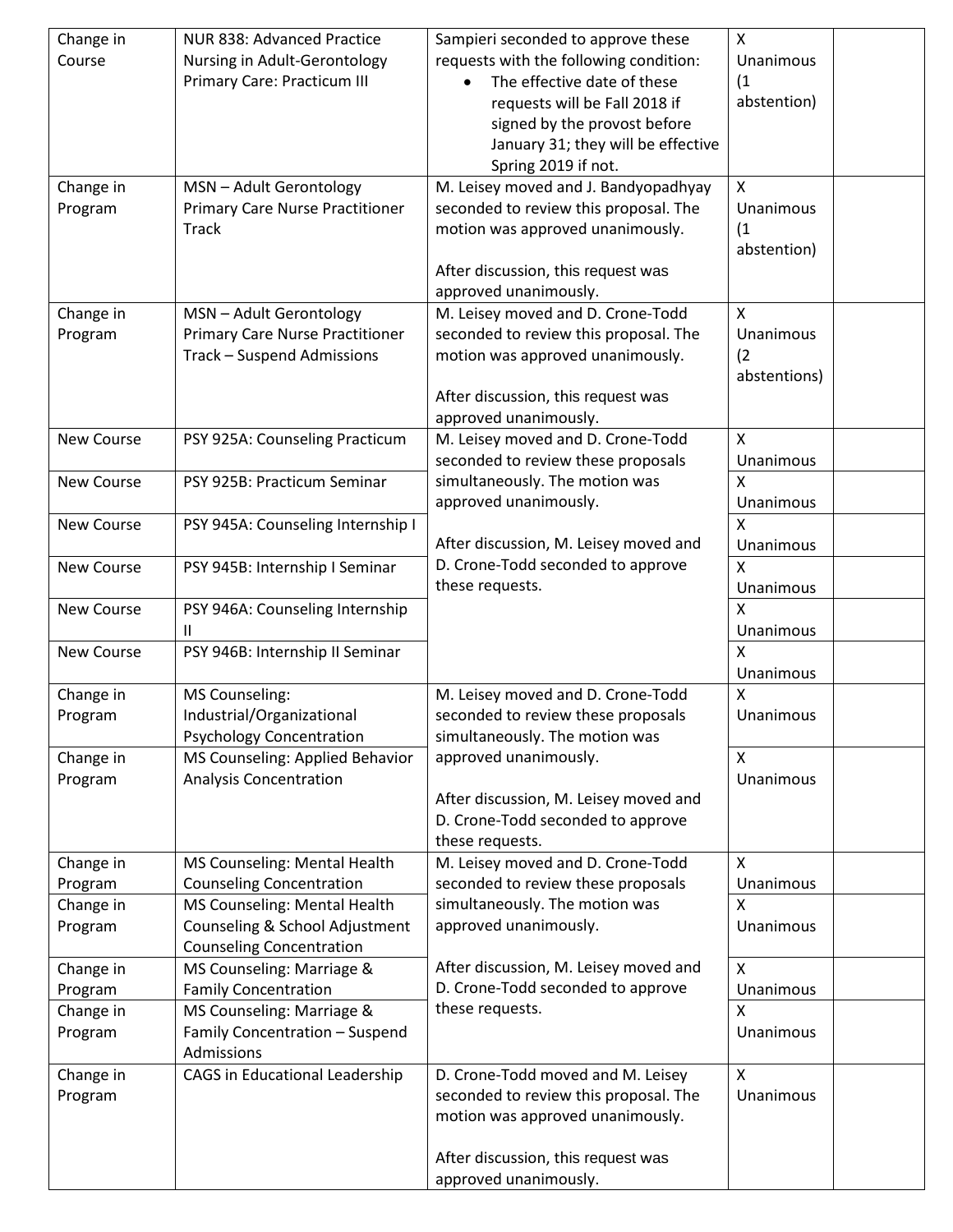| Change in Course | NUR 838: Advanced Practice Nursing in Adult-Gerontology Primary Care: Practicum III | Sampieri seconded to approve these requests with the following condition: <br>• The effective date of these requests will be Fall 2018 if signed by the provost before January 31; they will be effective Spring 2019 if not. | X Unanimous (1 abstention) | |
|---|---|---|---|---|
| Change in Program | MSN – Adult Gerontology Primary Care Nurse Practitioner Track | M. Leisey moved and J. Bandyopadhyay seconded to review this proposal. The motion was approved unanimously.<br><br>After discussion, this request was approved unanimously. | X Unanimous (1 abstention) | |
| Change in Program | MSN – Adult Gerontology Primary Care Nurse Practitioner Track – Suspend Admissions | M. Leisey moved and D. Crone-Todd seconded to review this proposal. The motion was approved unanimously.<br><br>After discussion, this request was approved unanimously. | X Unanimous (2 abstentions) | |
| New Course | PSY 925A: Counseling Practicum | M. Leisey moved and D. Crone-Todd seconded to review these proposals simultaneously. The motion was approved unanimously.<br><br>After discussion, M. Leisey moved and D. Crone-Todd seconded to approve these requests. | X Unanimous | |
| New Course | PSY 925B: Practicum Seminar | | X Unanimous | |
| New Course | PSY 945A: Counseling Internship I | | X Unanimous | |
| New Course | PSY 945B: Internship I Seminar | | X Unanimous | |
| New Course | PSY 946A: Counseling Internship II | | X Unanimous | |
| New Course | PSY 946B: Internship II Seminar | | X Unanimous | |
| Change in Program | MS Counseling: Industrial/Organizational Psychology Concentration | M. Leisey moved and D. Crone-Todd seconded to review these proposals simultaneously. The motion was approved unanimously.<br><br>After discussion, M. Leisey moved and D. Crone-Todd seconded to approve these requests. | X Unanimous | |
| Change in Program | MS Counseling: Applied Behavior Analysis Concentration | | X Unanimous | |
| Change in Program | MS Counseling: Mental Health Counseling Concentration | M. Leisey moved and D. Crone-Todd seconded to review these proposals simultaneously. The motion was approved unanimously.<br><br>After discussion, M. Leisey moved and D. Crone-Todd seconded to approve these requests. | X Unanimous | |
| Change in Program | MS Counseling: Mental Health Counseling & School Adjustment Counseling Concentration | | X Unanimous | |
| Change in Program | MS Counseling: Marriage & Family Concentration | | X Unanimous | |
| Change in Program | MS Counseling: Marriage & Family Concentration – Suspend Admissions | | X Unanimous | |
| Change in Program | CAGS in Educational Leadership | D. Crone-Todd moved and M. Leisey seconded to review this proposal. The motion was approved unanimously.<br><br>After discussion, this request was approved unanimously. | X Unanimous | |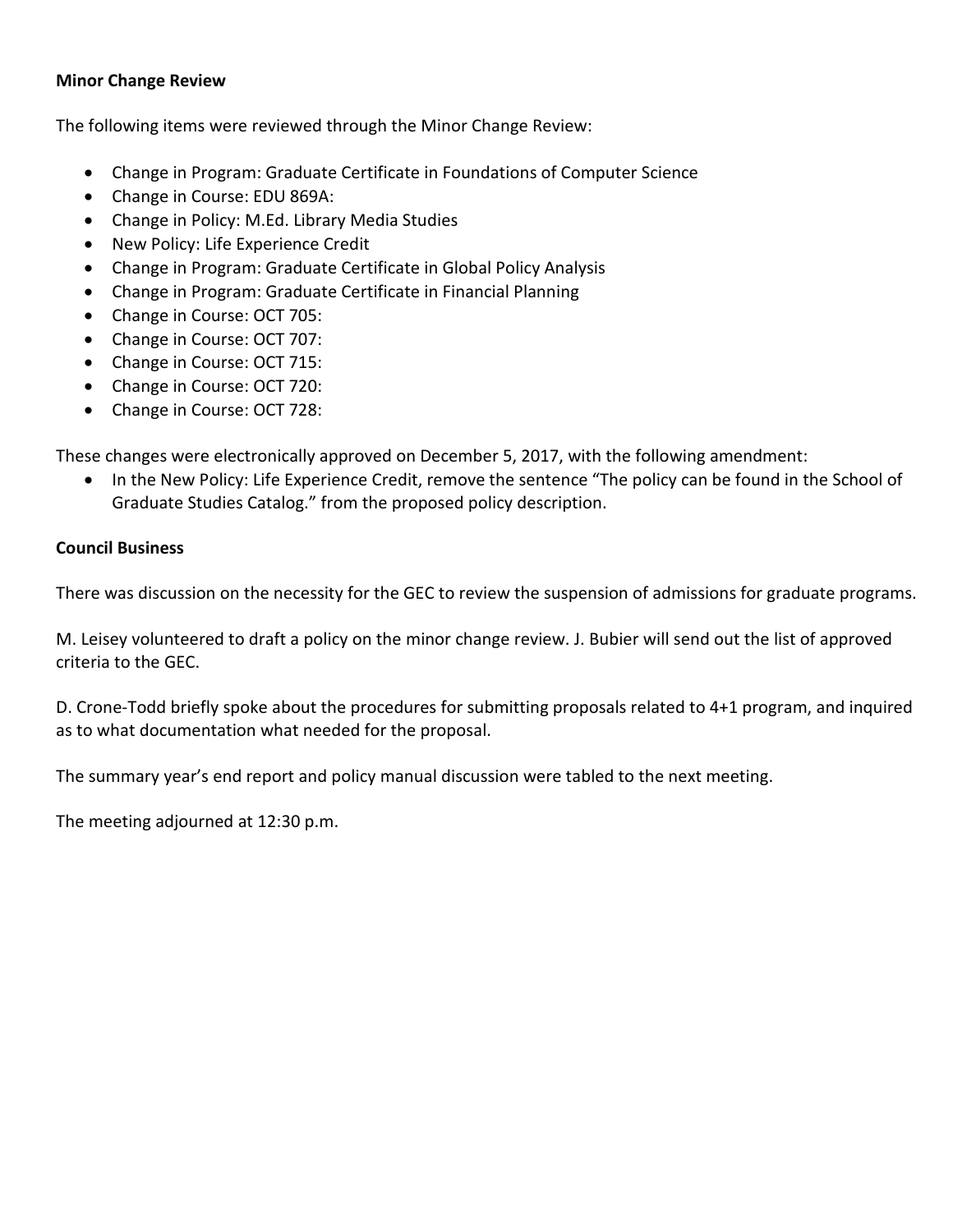**Minor Change Review**

The following items were reviewed through the Minor Change Review:

- Change in Program: Graduate Certificate in Foundations of Computer Science
- Change in Course: EDU 869A:
- Change in Policy: M.Ed. Library Media Studies
- New Policy: Life Experience Credit
- Change in Program: Graduate Certificate in Global Policy Analysis
- Change in Program: Graduate Certificate in Financial Planning
- Change in Course: OCT 705:
- Change in Course: OCT 707:
- Change in Course: OCT 715:
- Change in Course: OCT 720:
- Change in Course: OCT 728:

These changes were electronically approved on December 5, 2017, with the following amendment:

- In the New Policy: Life Experience Credit, remove the sentence "The policy can be found in the School of Graduate Studies Catalog." from the proposed policy description.

**Council Business**

There was discussion on the necessity for the GEC to review the suspension of admissions for graduate programs.

M. Leisey volunteered to draft a policy on the minor change review. J. Bubier will send out the list of approved criteria to the GEC.

D. Crone-Todd briefly spoke about the procedures for submitting proposals related to 4+1 program, and inquired as to what documentation what needed for the proposal.

The summary year's end report and policy manual discussion were tabled to the next meeting.

The meeting adjourned at 12:30 p.m.